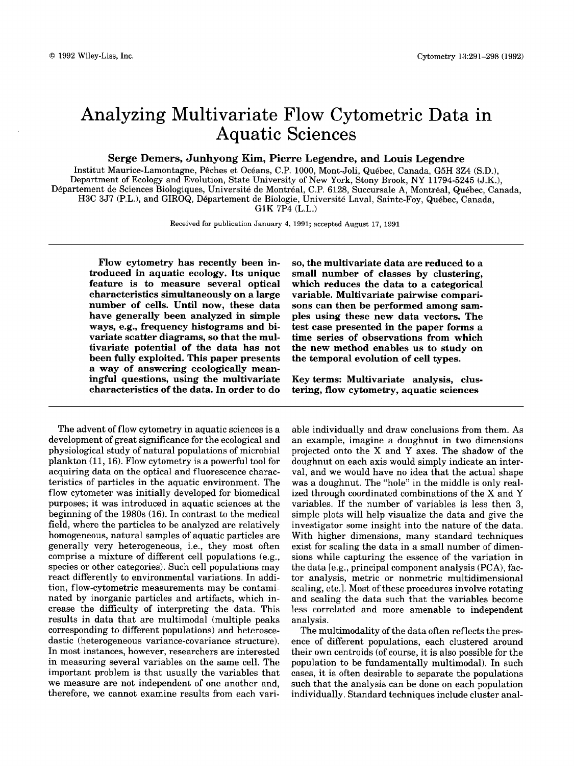# Analyzing Multivariate Flow Cytometric Data in Aquatic Sciences

**Serge Demers, Junhyong Kim, Pierre Legendre, and Louis Legendre**

Institut Maurice-Lamontagne, Pêches et Océans, C.P. 1000, Mont-Joli, Québec, Canada, G5H 3Z4 (S.D.), Department of Ecology and Evolution, State University of New York, Stony Brook, NY 11794-5245 (J.K.), Département de Sciences Biologiques, Université de Montréal, C.P. 6128, Succursale A, Montréal, Québec, Canada, H3C 3J7 (P.L.), and GIROQ, Département de Biologie, Université Laval, Sainte-Foy, Québec, Canada, G1K 7P4 (L.L.)

Received for publication January 4, 1991; accepted August 17, 1991

**Flow cytometry has recently been introduced in aquatic ecology. Its unique feature is to measure several optical characteristics simultaneously on a large number of cells. Until now, these data have generally been analyzed in simple ways, e.g., frequency histograms and bivariate scatter diagrams, so that the multivariate potential of the data has not been fully exploited. This paper presents a way of answering ecologically meaningful questions, using the multivariate characteristics of the data. In order to do so, the multivariate data are reduced to a small number of classes by clustering, which reduces the data to a categorical variable. Multivariate pairwise comparisons can then be performed among samples using these new data vectors. The test case presented in the paper forms a time series of observations from which the new method enables us to study on the temporal evolution of cell types.**

**Key terms: Multivariate analysis, clustering, flow cytometry, aquatic sciences**

The advent of flow cytometry in aquatic sciences is a development of great significance for the ecological and physiological study of natural populations of microbial plankton (11, 16). Flow cytometry is a powerful tool for acquiring data on the optical and fluorescence characteristics of particles in the aquatic environment. The flow cytometer was initially developed for biomedical purposes; it was introduced in aquatic sciences at the beginning of the 1980s (16). In contrast to the medical field, where the particles to be analyzed are relatively homogeneous, natural samples of aquatic particles are generally very heterogeneous, i.e., they most often comprise a mixture of different cell populations (e.g., species or other categories). Such cell populations may react differently to environmental variations. In addition, flow-cytometric measurements may be contaminated by inorganic particles and artifacts, which increase the difficulty of interpreting the data. This results in data that are multimodal (multiple peaks corresponding to different populations) and heteroscedastic (heterogeneous variance-covariance structure). In most instances, however, researchers are interested in measuring several variables on the same cell. The important problem is that usually the variables that we measure are not independent of one another and, therefore, we cannot examine results from each variable individually and draw conclusions from them. As an example, imagine a doughnut in two dimensions projected onto the X and Y axes. The shadow of the doughnut on each axis would simply indicate an interval, and we would have no idea that the actual shape was a doughnut. The "hole" in the middle is only realized through coordinated combinations of the X and Y variables. If the number of variables is less then 3, simple plots will help visualize the data and give the investigator some insight into the nature of the data. With higher dimensions, many standard techniques exist for scaling the data in a small number of dimensions while capturing the essence of the variation in the data [e.g., principal component analysis (PCA), factor analysis, metric or nonmetric multidimensional scaling, etc.]. Most of these procedures involve rotating and scaling the data such that the variables become less correlated and more amenable to independent analysis.

The multimodality of the data often reflects the presence of different populations, each clustered around their own centroids (of course, it is also possible for the population to be fundamentally multimodal). In such cases, it is often desirable to separate the populations such that the analysis can be done on each population individually. Standard techniques include cluster anal-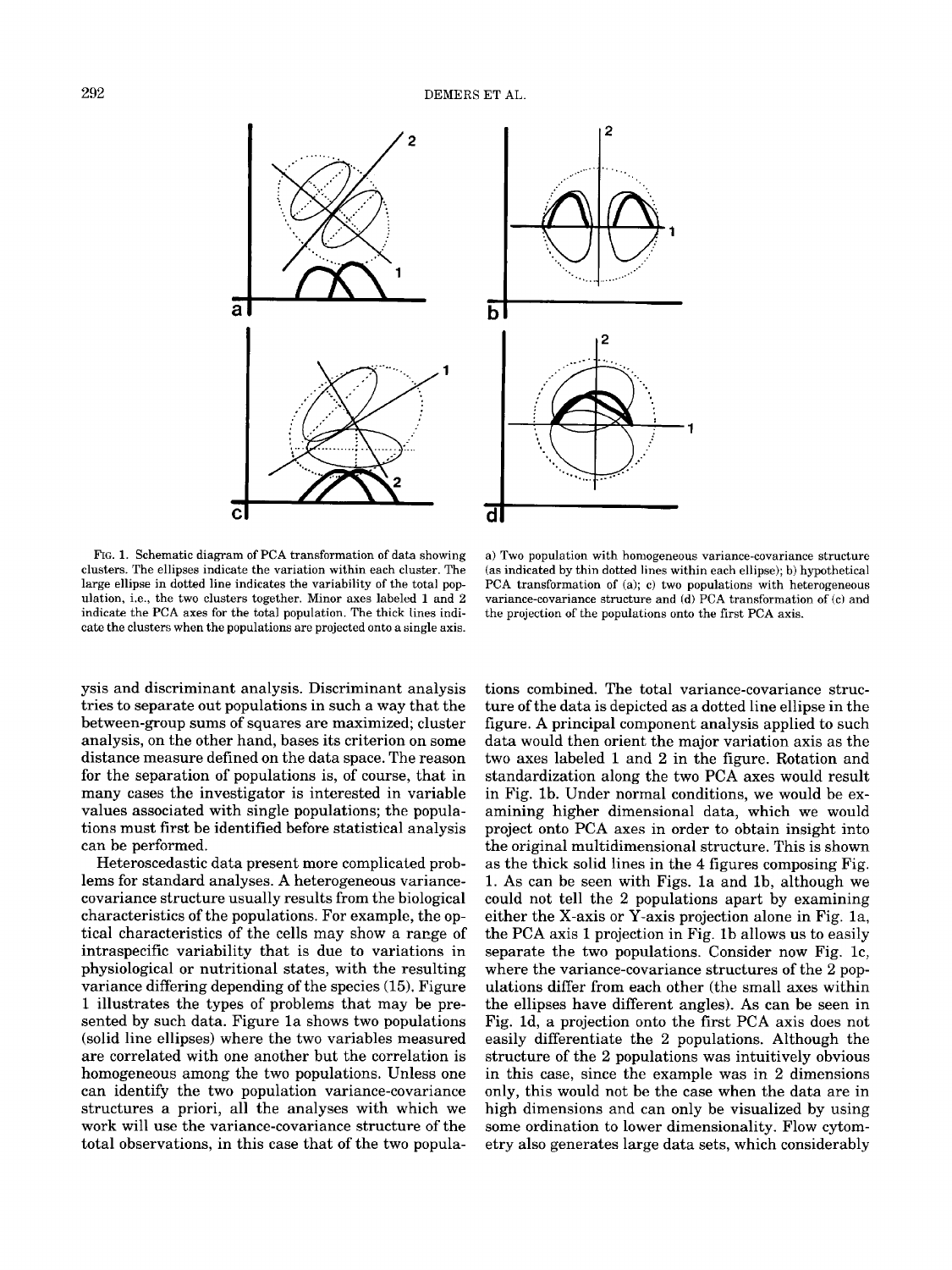FIG. 1. Schematic diagram of PCA transformation of data showing clusters. The ellipses indicate the variation within each cluster. The large ellipse in dotted line indicates the variability of the total population, i.e., the two clusters together. Minor axes labeled 1 and 2 indicate the PCA axes for the total population. The thick lines indicate the clusters when the populations are projected onto a single axis. a) Two population with homogeneous variance-covariance structure (as indicated by thin dotted lines within each ellipse); b) hypothetical PCA transformation of (a); c) two populations with heterogeneous variance-covariance structure and (d) PCA transformation of (c) and the projection of the populations onto the first PCA axis.

ysis and discriminant analysis. Discriminant analysis tries to separate out populations in such a way that the between-group sums of squares are maximized; cluster analysis, on the other hand, bases its criterion on some distance measure defined on the data space. The reason for the separation of populations is, of course, that in many cases the investigator is interested in variable values associated with single populations; the populations must first be identified before statistical analysis can be performed.

Heteroscedastic data present more complicated problems for standard analyses. A heterogeneous variance-covariance structure usually results from the biological characteristics of the populations. For example, the optical characteristics of the cells may show a range of intraspecific variability that is due to variations in physiological or nutritional states, with the resulting variance differing depending of the species (15). Figure 1 illustrates the types of problems that may be presented by such data. Figure 1a shows two populations (solid line ellipses) where the two variables measured are correlated with one another but the correlation is homogeneous among the two populations. Unless one can identify the two population variance-covariance structures a priori, all the analyses with which we work will use the variance-covariance structure of the total observations, in this case that of the two populations combined. The total variance-covariance structure of the data is depicted as a dotted line ellipse in the figure. A principal component analysis applied to such data would then orient the major variation axis as the two axes labeled 1 and 2 in the figure. Rotation and standardization along the two PCA axes would result in Fig. 1b. Under normal conditions, we would be examining higher dimensional data, which we would project onto PCA axes in order to obtain insight into the original multidimensional structure. This is shown as the thick solid lines in the 4 figures composing Fig. 1. As can be seen with Figs. 1a and 1b, although we could not tell the 2 populations apart by examining either the X-axis or Y-axis projection alone in Fig. 1a, the PCA axis 1 projection in Fig. 1b allows us to easily separate the two populations. Consider now Fig. 1c, where the variance-covariance structures of the 2 populations differ from each other (the small axes within the ellipses have different angles). As can be seen in Fig. 1d, a projection onto the first PCA axis does not easily differentiate the 2 populations. Although the structure of the 2 populations was intuitively obvious in this case, since the example was in 2 dimensions only, this would not be the case when the data are in high dimensions and can only be visualized by using some ordination to lower dimensionality. Flow cytometry also generates large data sets, which considerably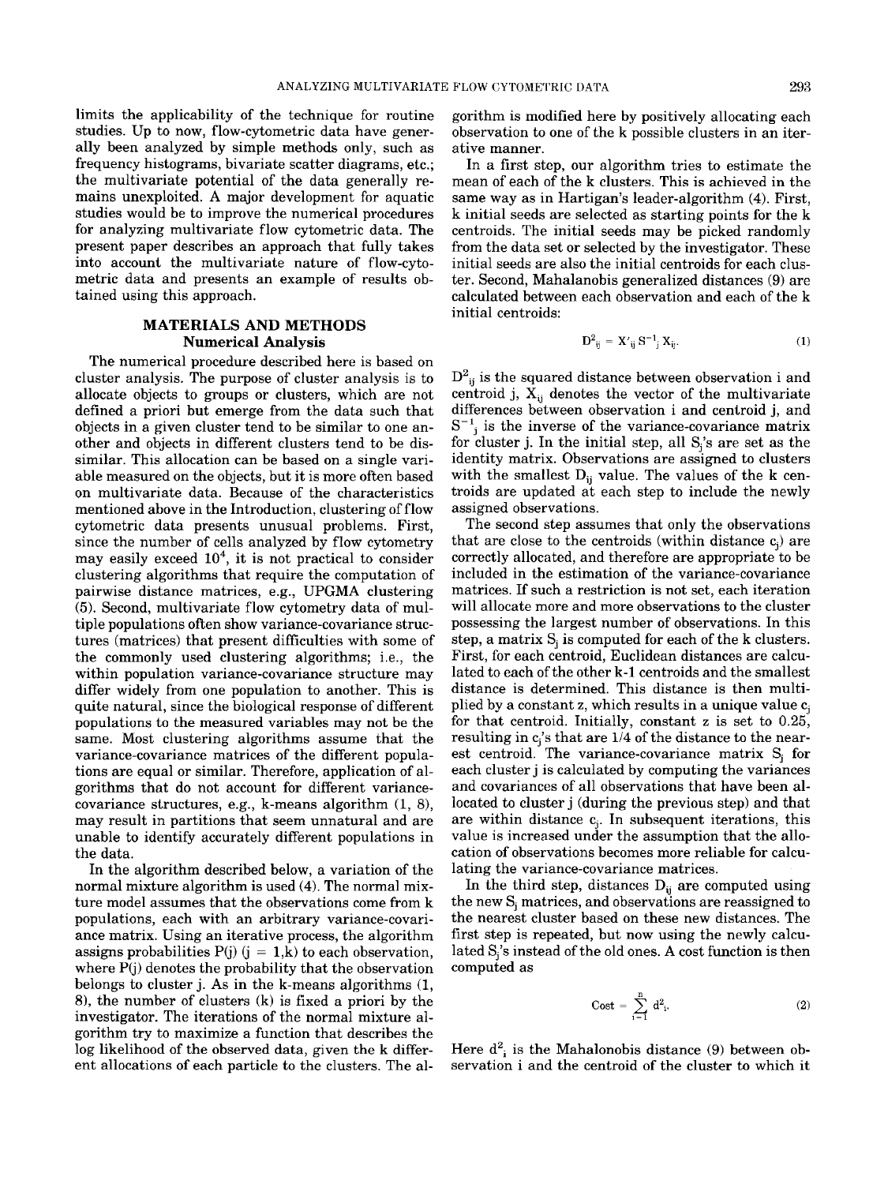limits the applicability of the technique for routine studies. Up to now, flow-cytometric data have generally been analyzed by simple methods only, such as frequency histograms, bivariate scatter diagrams, etc.; the multivariate potential of the data generally remains unexploited. A major development for aquatic studies would be to improve the numerical procedures for analyzing multivariate flow cytometric data. The present paper describes an approach that fully takes into account the multivariate nature of flow-cytometric data and presents an example of results obtained using this approach.

## MATERIALS AND METHODS

### Numerical Analysis

The numerical procedure described here is based on cluster analysis. The purpose of cluster analysis is to allocate objects to groups or clusters, which are not defined a priori but emerge from the data such that objects in a given cluster tend to be similar to one another and objects in different clusters tend to be dissimilar. This allocation can be based on a single variable measured on the objects, but it is more often based on multivariate data. Because of the characteristics mentioned above in the Introduction, clustering of flow cytometric data presents unusual problems. First, since the number of cells analyzed by flow cytometry may easily exceed $10^4$, it is not practical to consider clustering algorithms that require the computation of pairwise distance matrices, e.g., UPGMA clustering (5). Second, multivariate flow cytometry data of multiple populations often show variance-covariance structures (matrices) that present difficulties with some of the commonly used clustering algorithms; i.e., the within population variance-covariance structure may differ widely from one population to another. This is quite natural, since the biological response of different populations to the measured variables may not be the same. Most clustering algorithms assume that the variance-covariance matrices of the different populations are equal or similar. Therefore, application of algorithms that do not account for different variance-covariance structures, e.g., k-means algorithm (1, 8), may result in partitions that seem unnatural and are unable to identify accurately different populations in the data.

In the algorithm described below, a variation of the normal mixture algorithm is used (4). The normal mixture model assumes that the observations come from k populations, each with an arbitrary variance-covariance matrix. Using an iterative process, the algorithm assigns probabilities $P(j)$ ($j = 1,k$) to each observation, where $P(j)$ denotes the probability that the observation belongs to cluster j. As in the k-means algorithms (1, 8), the number of clusters (k) is fixed a priori by the investigator. The iterations of the normal mixture algorithm try to maximize a function that describes the log likelihood of the observed data, given the k different allocations of each particle to the clusters. The algorithm is modified here by positively allocating each observation to one of the k possible clusters in an iterative manner.

In a first step, our algorithm tries to estimate the mean of each of the k clusters. This is achieved in the same way as in Hartigan's leader-algorithm (4). First, k initial seeds are selected as starting points for the k centroids. The initial seeds may be picked randomly from the data set or selected by the investigator. These initial seeds are also the initial centroids for each cluster. Second, Mahalanobis generalized distances (9) are calculated between each observation and each of the k initial centroids:

$$D^2_{ij} = X'_{ij} S^{-1}_j X_{ij}. \tag{1}$$

$D^2_{ij}$ is the squared distance between observation i and centroid j, $X_{ij}$ denotes the vector of the multivariate differences between observation i and centroid j, and $S^{-1}_j$ is the inverse of the variance-covariance matrix for cluster j. In the initial step, all $S_j$'s are set as the identity matrix. Observations are assigned to clusters with the smallest $D_{ij}$ value. The values of the k centroids are updated at each step to include the newly assigned observations.

The second step assumes that only the observations that are close to the centroids (within distance $c_j$) are correctly allocated, and therefore are appropriate to be included in the estimation of the variance-covariance matrices. If such a restriction is not set, each iteration will allocate more and more observations to the cluster possessing the largest number of observations. In this step, a matrix $S_j$ is computed for each of the k clusters. First, for each centroid, Euclidean distances are calculated to each of the other k-1 centroids and the smallest distance is determined. This distance is then multiplied by a constant z, which results in a unique value $c_j$ for that centroid. Initially, constant z is set to 0.25, resulting in $c_j$'s that are 1/4 of the distance to the nearest centroid. The variance-covariance matrix $S_j$ for each cluster j is calculated by computing the variances and covariances of all observations that have been allocated to cluster j (during the previous step) and that are within distance $c_j$. In subsequent iterations, this value is increased under the assumption that the allocation of observations becomes more reliable for calculating the variance-covariance matrices.

In the third step, distances $D_{ij}$ are computed using the new $S_j$ matrices, and observations are reassigned to the nearest cluster based on these new distances. The first step is repeated, but now using the newly calculated $S_j$'s instead of the old ones. A cost function is then computed as

$$\text{Cost} = \sum_{i=1}^{n} d^2_i. \tag{2}$$

Here $d^2_i$ is the Mahalonobis distance (9) between observation i and the centroid of the cluster to which it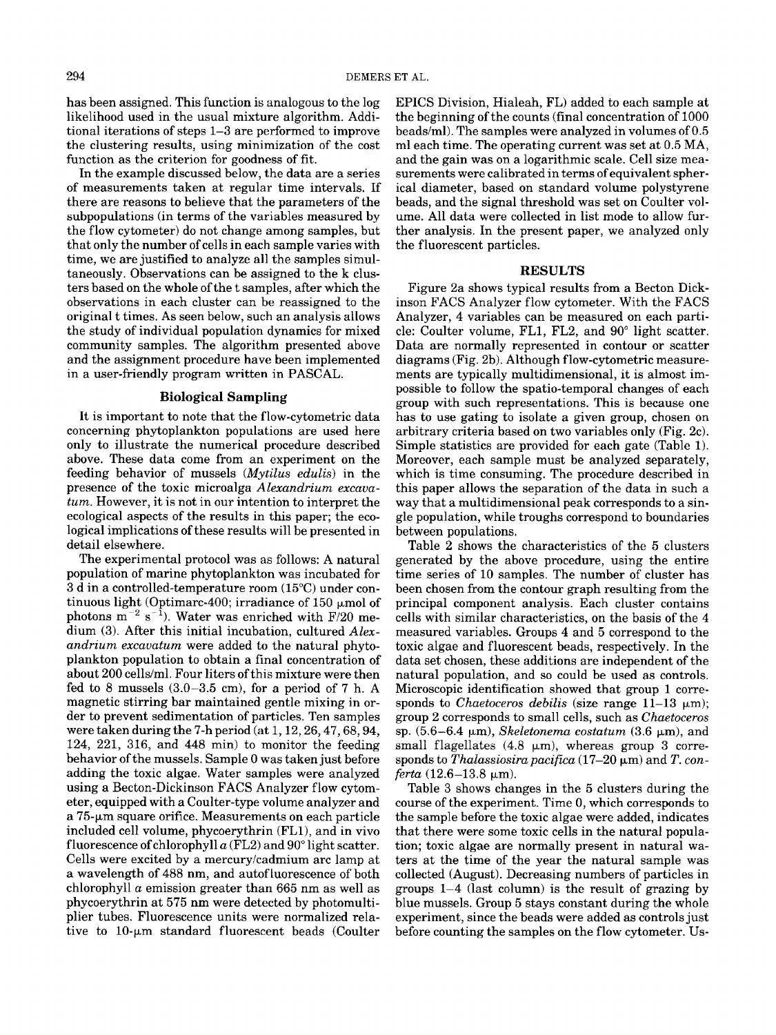has been assigned. This function is analogous to the log likelihood used in the usual mixture algorithm. Additional iterations of steps 1–3 are performed to improve the clustering results, using minimization of the cost function as the criterion for goodness of fit.

In the example discussed below, the data are a series of measurements taken at regular time intervals. If there are reasons to believe that the parameters of the subpopulations (in terms of the variables measured by the flow cytometer) do not change among samples, but that only the number of cells in each sample varies with time, we are justified to analyze all the samples simultaneously. Observations can be assigned to the k clusters based on the whole of the t samples, after which the observations in each cluster can be reassigned to the original t times. As seen below, such an analysis allows the study of individual population dynamics for mixed community samples. The algorithm presented above and the assignment procedure have been implemented in a user-friendly program written in PASCAL.

### Biological Sampling

It is important to note that the flow-cytometric data concerning phytoplankton populations are used here only to illustrate the numerical procedure described above. These data come from an experiment on the feeding behavior of mussels (*Mytilus edulis*) in the presence of the toxic microalga *Alexandrium excavatum*. However, it is not in our intention to interpret the ecological aspects of the results in this paper; the ecological implications of these results will be presented in detail elsewhere.

The experimental protocol was as follows: A natural population of marine phytoplankton was incubated for 3 d in a controlled-temperature room (15°C) under continuous light (Optimarc-400; irradiance of 150 μmol of photons $m^{-2}$ $s^{-1}$). Water was enriched with F/20 medium (3). After this initial incubation, cultured *Alexandrium excavatum* were added to the natural phytoplankton population to obtain a final concentration of about 200 cells/ml. Four liters of this mixture were then fed to 8 mussels (3.0–3.5 cm), for a period of 7 h. A magnetic stirring bar maintained gentle mixing in order to prevent sedimentation of particles. Ten samples were taken during the 7-h period (at 1, 12, 26, 47, 68, 94, 124, 221, 316, and 448 min) to monitor the feeding behavior of the mussels. Sample 0 was taken just before adding the toxic algae. Water samples were analyzed using a Becton-Dickinson FACS Analyzer flow cytometer, equipped with a Coulter-type volume analyzer and a 75-μm square orifice. Measurements on each particle included cell volume, phycoerythrin (FL1), and in vivo fluorescence of chlorophyll *a* (FL2) and 90° light scatter. Cells were excited by a mercury/cadmium arc lamp at a wavelength of 488 nm, and autofluorescence of both chlorophyll *a* emission greater than 665 nm as well as phycoerythrin at 575 nm were detected by photomultiplier tubes. Fluorescence units were normalized relative to 10-μm standard fluorescent beads (Coulter EPICS Division, Hialeah, FL) added to each sample at the beginning of the counts (final concentration of 1000 beads/ml). The samples were analyzed in volumes of 0.5 ml each time. The operating current was set at 0.5 MA, and the gain was on a logarithmic scale. Cell size measurements were calibrated in terms of equivalent spherical diameter, based on standard volume polystyrene beads, and the signal threshold was set on Coulter volume. All data were collected in list mode to allow further analysis. In the present paper, we analyzed only the fluorescent particles.

## RESULTS

Figure 2a shows typical results from a Becton Dickinson FACS Analyzer flow cytometer. With the FACS Analyzer, 4 variables can be measured on each particle: Coulter volume, FL1, FL2, and 90° light scatter. Data are normally represented in contour or scatter diagrams (Fig. 2b). Although flow-cytometric measurements are typically multidimensional, it is almost impossible to follow the spatio-temporal changes of each group with such representations. This is because one has to use gating to isolate a given group, chosen on arbitrary criteria based on two variables only (Fig. 2c). Simple statistics are provided for each gate (Table 1). Moreover, each sample must be analyzed separately, which is time consuming. The procedure described in this paper allows the separation of the data in such a way that a multidimensional peak corresponds to a single population, while troughs correspond to boundaries between populations.

Table 2 shows the characteristics of the 5 clusters generated by the above procedure, using the entire time series of 10 samples. The number of cluster has been chosen from the contour graph resulting from the principal component analysis. Each cluster contains cells with similar characteristics, on the basis of the 4 measured variables. Groups 4 and 5 correspond to the toxic algae and fluorescent beads, respectively. In the data set chosen, these additions are independent of the natural population, and so could be used as controls. Microscopic identification showed that group 1 corresponds to *Chaetoceros debilis* (size range 11–13 μm); group 2 corresponds to small cells, such as *Chaetoceros* sp. (5.6–6.4 μm), *Skeletonema costatum* (3.6 μm), and small flagellates (4.8 μm), whereas group 3 corresponds to *Thalassiosira pacifica* (17–20 μm) and *T. conferta* (12.6–13.8 μm).

Table 3 shows changes in the 5 clusters during the course of the experiment. Time 0, which corresponds to the sample before the toxic algae were added, indicates that there were some toxic cells in the natural population; toxic algae are normally present in natural waters at the time of the year the natural sample was collected (August). Decreasing numbers of particles in groups 1–4 (last column) is the result of grazing by blue mussels. Group 5 stays constant during the whole experiment, since the beads were added as controls just before counting the samples on the flow cytometer. Us-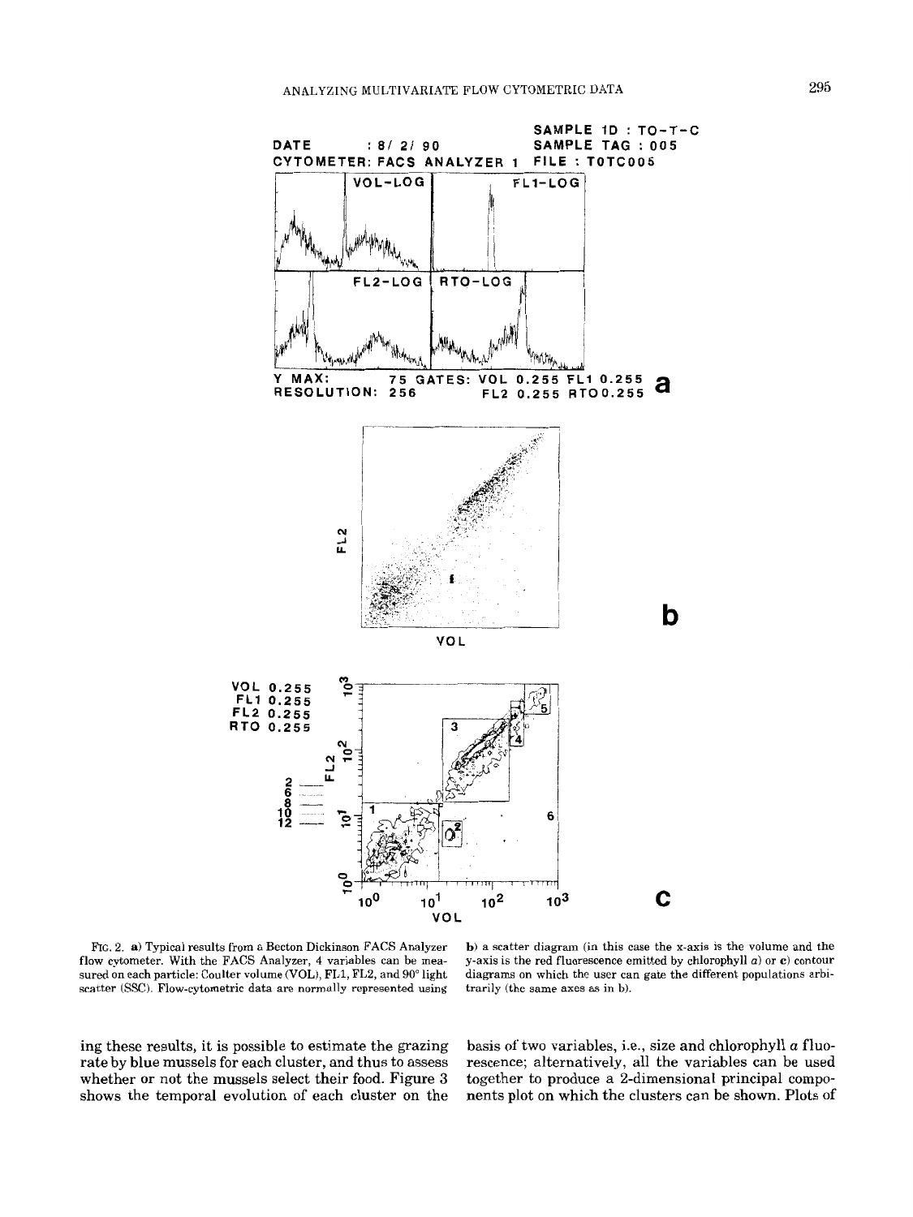FIG. 2. **a**) Typical results from a Becton Dickinson FACS Analyzer flow cytometer. With the FACS Analyzer, 4 variables can be measured on each particle: Coulter volume (VOL), FL1, FL2, and 90° light scatter (SSC). Flow-cytometric data are normally represented using **b**) a scatter diagram (in this case the x-axis is the volume and the y-axis is the red fluorescence emitted by chlorophyll *a*) or **c**) contour diagrams on which the user can gate the different populations arbitrarily (the same axes as in b).

ing these results, it is possible to estimate the grazing rate by blue mussels for each cluster, and thus to assess whether or not the mussels select their food. Figure 3 shows the temporal evolution of each cluster on the basis of two variables, i.e., size and chlorophyll *a* fluorescence; alternatively, all the variables can be used together to produce a 2-dimensional principal components plot on which the clusters can be shown. Plots of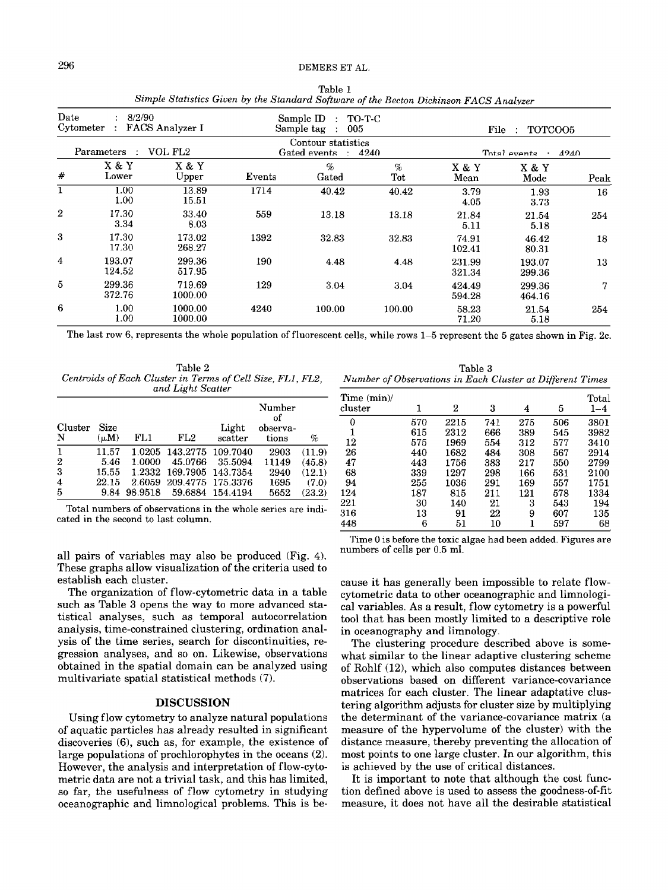Table 1
*Simple Statistics Given by the Standard Software of the Becton Dickinson FACS Analyzer*

| Date : 8/2/90 | | | Sample ID : TO-T-C | | | | | |
|---|---|---|---|---|---|---|---|---|
| Cytometer : FACS Analyzer I | | | Sample tag : 005 | | | File : TOTCOO5 | | |
| Parameters : VOL FL2 | | | Contour statistics Gated events : 4240 | | | Total events : 4240 | | |
| # | X & Y Lower | X & Y Upper | Events | % Gated | % Tot | X & Y Mean | X & Y Mode | Peak |
| 1 | 1.00<br>1.00 | 13.89<br>15.51 | 1714 | 40.42 | 40.42 | 3.79<br>4.05 | 1.93<br>3.73 | 16 |
| 2 | 17.30<br>3.34 | 33.40<br>8.03 | 559 | 13.18 | 13.18 | 21.84<br>5.11 | 21.54<br>5.18 | 254 |
| 3 | 17.30<br>17.30 | 173.02<br>268.27 | 1392 | 32.83 | 32.83 | 74.91<br>102.41 | 46.42<br>80.31 | 18 |
| 4 | 193.07<br>124.52 | 299.36<br>517.95 | 190 | 4.48 | 4.48 | 231.99<br>321.34 | 193.07<br>299.36 | 13 |
| 5 | 299.36<br>372.76 | 719.69<br>1000.00 | 129 | 3.04 | 3.04 | 424.49<br>594.28 | 299.36<br>464.16 | 7 |
| 6 | 1.00<br>1.00 | 1000.00<br>1000.00 | 4240 | 100.00 | 100.00 | 58.23<br>71.20 | 21.54<br>5.18 | 254 |

The last row 6, represents the whole population of fluorescent cells, while rows 1–5 represent the 5 gates shown in Fig. 2c.

Table 2
*Centroids of Each Cluster in Terms of Cell Size, FL1, FL2, and Light Scatter*

| Cluster N | Size (μM) | FL1 | FL2 | Light scatter | Number of observa-tions | % |
|---|---|---|---|---|---|---|
| 1 | 11.57 | 1.0205 | 143.2775 | 109.7040 | 2903 | (11.9) |
| 2 | 5.46 | 1.0000 | 45.0766 | 35.5094 | 11149 | (45.8) |
| 3 | 15.55 | 1.2332 | 169.7905 | 143.7354 | 2940 | (12.1) |
| 4 | 22.15 | 2.6059 | 209.4775 | 175.3376 | 1695 | (7.0) |
| 5 | 9.84 | 98.9518 | 59.6884 | 154.4194 | 5652 | (23.2) |

Total numbers of observations in the whole series are indicated in the second to last column.

Table 3
*Number of Observations in Each Cluster at Different Times*

| Time (min)/ cluster | 1 | 2 | 3 | 4 | 5 | Total 1–4 |
|---|---|---|---|---|---|---|
| 0 | 570 | 2215 | 741 | 275 | 506 | 3801 |
| 1 | 615 | 2312 | 666 | 389 | 545 | 3982 |
| 12 | 575 | 1969 | 554 | 312 | 577 | 3410 |
| 26 | 440 | 1682 | 484 | 308 | 567 | 2914 |
| 47 | 443 | 1756 | 383 | 217 | 550 | 2799 |
| 68 | 339 | 1297 | 298 | 166 | 531 | 2100 |
| 94 | 255 | 1036 | 291 | 169 | 557 | 1751 |
| 124 | 187 | 815 | 211 | 121 | 578 | 1334 |
| 221 | 30 | 140 | 21 | 3 | 543 | 194 |
| 316 | 13 | 91 | 22 | 9 | 607 | 135 |
| 448 | 6 | 51 | 10 | 1 | 597 | 68 |

Time 0 is before the toxic algae had been added. Figures are numbers of cells per 0.5 ml.

all pairs of variables may also be produced (Fig. 4). These graphs allow visualization of the criteria used to establish each cluster.

The organization of flow-cytometric data in a table such as Table 3 opens the way to more advanced statistical analyses, such as temporal autocorrelation analysis, time-constrained clustering, ordination analysis of the time series, search for discontinuities, regression analyses, and so on. Likewise, observations obtained in the spatial domain can be analyzed using multivariate spatial statistical methods (7).

## DISCUSSION

Using flow cytometry to analyze natural populations of aquatic particles has already resulted in significant discoveries (6), such as, for example, the existence of large populations of prochlorophytes in the oceans (2). However, the analysis and interpretation of flow-cytometric data are not a trivial task, and this has limited, so far, the usefulness of flow cytometry in studying oceanographic and limnological problems. This is because it has generally been impossible to relate flow-cytometric data to other oceanographic and limnological variables. As a result, flow cytometry is a powerful tool that has been mostly limited to a descriptive role in oceanography and limnology.

The clustering procedure described above is somewhat similar to the linear adaptive clustering scheme of Rohlf (12), which also computes distances between observations based on different variance-covariance matrices for each cluster. The linear adaptative clustering algorithm adjusts for cluster size by multiplying the determinant of the variance-covariance matrix (a measure of the hypervolume of the cluster) with the distance measure, thereby preventing the allocation of most points to one large cluster. In our algorithm, this is achieved by the use of critical distances.

It is important to note that although the cost function defined above is used to assess the goodness-of-fit measure, it does not have all the desirable statistical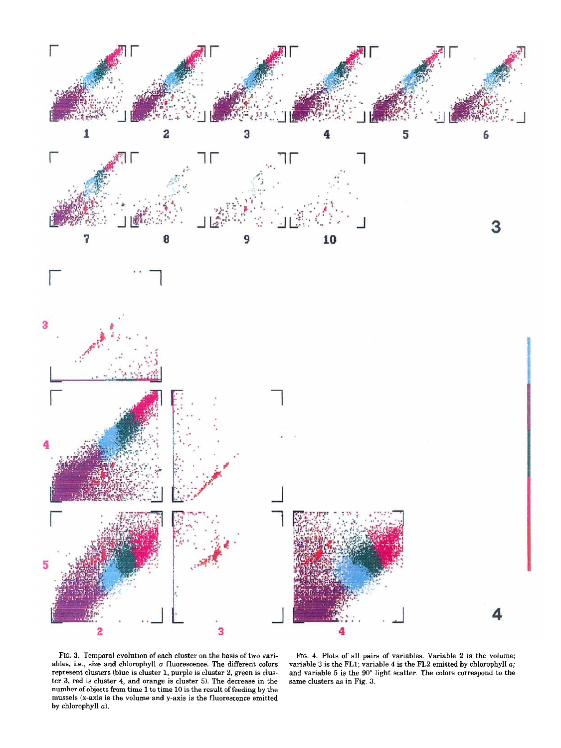FIG. 3. Temporal evolution of each cluster on the basis of two variables, i.e., size and chlorophyll *a* fluorescence. The different colors represent clusters (blue is cluster 1, purple is cluster 2, green is cluster 3, red is cluster 4, and orange is cluster 5). The decrease in the number of objects from time 1 to time 10 is the result of feeding by the mussels (x-axis is the volume and y-axis is the fluorescence emitted by chlorophyll *a*).

FIG. 4. Plots of all pairs of variables. Variable 2 is the volume; variable 3 is the FL1; variable 4 is the FL2 emitted by chlorophyll *a*; and variable 5 is the 90° light scatter. The colors correspond to the same clusters as in Fig. 3.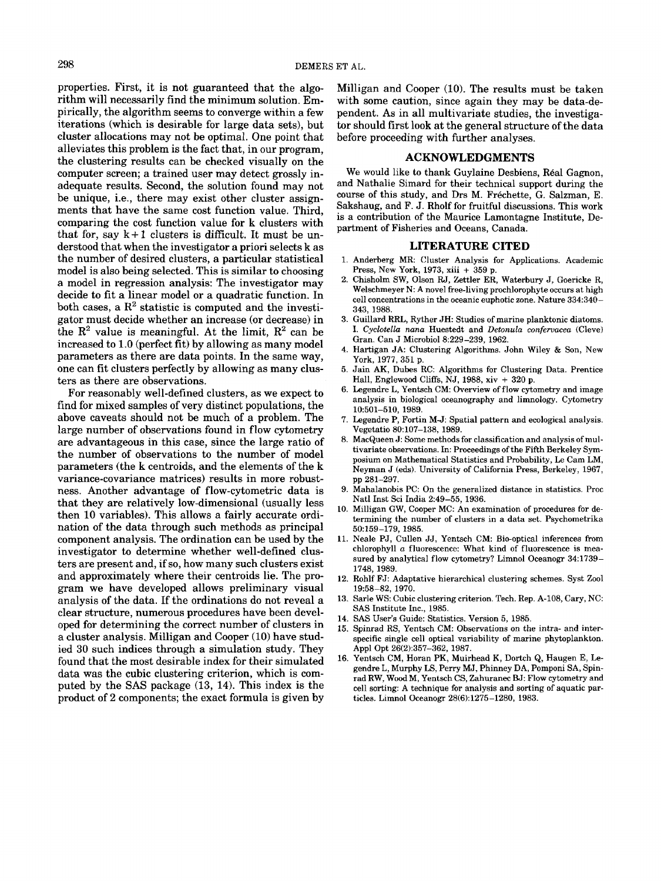properties. First, it is not guaranteed that the algorithm will necessarily find the minimum solution. Empirically, the algorithm seems to converge within a few iterations (which is desirable for large data sets), but cluster allocations may not be optimal. One point that alleviates this problem is the fact that, in our program, the clustering results can be checked visually on the computer screen; a trained user may detect grossly inadequate results. Second, the solution found may not be unique, i.e., there may exist other cluster assignments that have the same cost function value. Third, comparing the cost function value for k clusters with that for, say $k+1$ clusters is difficult. It must be understood that when the investigator a priori selects k as the number of desired clusters, a particular statistical model is also being selected. This is similar to choosing a model in regression analysis: The investigator may decide to fit a linear model or a quadratic function. In both cases, a $R^2$ statistic is computed and the investigator must decide whether an increase (or decrease) in the $R^2$ value is meaningful. At the limit, $R^2$ can be increased to 1.0 (perfect fit) by allowing as many model parameters as there are data points. In the same way, one can fit clusters perfectly by allowing as many clusters as there are observations.

For reasonably well-defined clusters, as we expect to find for mixed samples of very distinct populations, the above caveats should not be much of a problem. The large number of observations found in flow cytometry are advantageous in this case, since the large ratio of the number of observations to the number of model parameters (the k centroids, and the elements of the k variance-covariance matrices) results in more robustness. Another advantage of flow-cytometric data is that they are relatively low-dimensional (usually less then 10 variables). This allows a fairly accurate ordination of the data through such methods as principal component analysis. The ordination can be used by the investigator to determine whether well-defined clusters are present and, if so, how many such clusters exist and approximately where their centroids lie. The program we have developed allows preliminary visual analysis of the data. If the ordinations do not reveal a clear structure, numerous procedures have been developed for determining the correct number of clusters in a cluster analysis. Milligan and Cooper (10) have studied 30 such indices through a simulation study. They found that the most desirable index for their simulated data was the cubic clustering criterion, which is computed by the SAS package (13, 14). This index is the product of 2 components; the exact formula is given by Milligan and Cooper (10). The results must be taken with some caution, since again they may be data-dependent. As in all multivariate studies, the investigator should first look at the general structure of the data before proceeding with further analyses.

## ACKNOWLEDGMENTS

We would like to thank Guylaine Desbiens, Réal Gagnon, and Nathalie Simard for their technical support during the course of this study, and Drs M. Fréchette, G. Salzman, E. Sakshaug, and F. J. Rholf for fruitful discussions. This work is a contribution of the Maurice Lamontagne Institute, Department of Fisheries and Oceans, Canada.

## LITERATURE CITED

1. Anderberg MR: Cluster Analysis for Applications. Academic Press, New York, 1973, xiii + 359 p.
2. Chisholm SW, Olson RJ, Zettler ER, Waterbury J, Goericke R, Welschmeyer N: A novel free-living prochlorophyte occurs at high cell concentrations in the oceanic euphotic zone. Nature 334:340–343, 1988.
3. Guillard RRL, Ryther JH: Studies of marine planktonic diatoms. I. *Cyclotella nana* Huestedt and *Detonula confervacea* (Cleve) Gran. Can J Microbiol 8:229–239, 1962.
4. Hartigan JA: Clustering Algorithms. John Wiley & Son, New York, 1977, 351 p.
5. Jain AK, Dubes RC: Algorithms for Clustering Data. Prentice Hall, Englewood Cliffs, NJ, 1988, xiv + 320 p.
6. Legendre L, Yentsch CM: Overview of flow cytometry and image analysis in biological oceanography and limnology. Cytometry 10:501–510, 1989.
7. Legendre P, Fortin M-J: Spatial pattern and ecological analysis. Vegetatio 80:107–138, 1989.
8. MacQueen J: Some methods for classification and analysis of multivariate observations. In: Proceedings of the Fifth Berkeley Symposium on Mathematical Statistics and Probability, Le Cam LM, Neyman J (eds). University of California Press, Berkeley, 1967, pp 281–297.
9. Mahalanobis PC: On the generalized distance in statistics. Proc Natl Inst Sci India 2:49–55, 1936.
10. Milligan GW, Cooper MC: An examination of procedures for determining the number of clusters in a data set. Psychometrika 50:159–179, 1985.
11. Neale PJ, Cullen JJ, Yentsch CM: Bio-optical inferences from chlorophyll *a* fluorescence: What kind of fluorescence is measured by analytical flow cytometry? Limnol Oceanogr 34:1739–1748, 1989.
12. Rohlf FJ: Adaptative hierarchical clustering schemes. Syst Zool 19:58–82, 1970.
13. Sarle WS: Cubic clustering criterion. Tech. Rep. A-108, Cary, NC: SAS Institute Inc., 1985.
14. SAS User's Guide: Statistics. Version 5, 1985.
15. Spinrad RS, Yentsch CM: Observations on the intra- and interspecific single cell optical variability of marine phytoplankton. Appl Opt 26(2):357–362, 1987.
16. Yentsch CM, Horan PK, Muirhead K, Dortch Q, Haugen E, Legendre L, Murphy LS, Perry MJ, Phinney DA, Pomponi SA, Spinrad RW, Wood M, Yentsch CS, Zahuranec BJ: Flow cytometry and cell sorting: A technique for analysis and sorting of aquatic particles. Limnol Oceanogr 28(6):1275–1280, 1983.